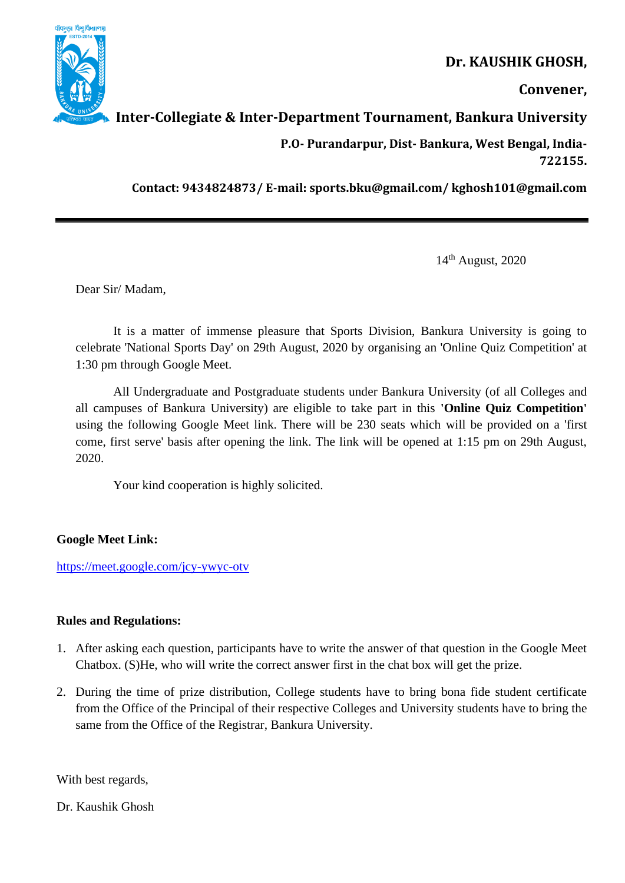**Dr. KAUSHIK GHOSH,**

**Convener,**

**Inter-Collegiate & Inter-Department Tournament, Bankura University**

**P.O- Purandarpur, Dist- Bankura, West Bengal, India-722155.**

**Contact: 9434824873/ E-mail: sports.bku@gmail.com/ kghosh101@gmail.com**

---

14th August, 2020

Dear Sir/ Madam,

It is a matter of immense pleasure that Sports Division, Bankura University is going to celebrate 'National Sports Day' on 29th August, 2020 by organising an 'Online Quiz Competition' at 1:30 pm through Google Meet.

All Undergraduate and Postgraduate students under Bankura University (of all Colleges and all campuses of Bankura University) are eligible to take part in this **'Online Quiz Competition'** using the following Google Meet link. There will be 230 seats which will be provided on a 'first come, first serve' basis after opening the link. The link will be opened at 1:15 pm on 29th August, 2020.

Your kind cooperation is highly solicited.

**Google Meet Link:**

https://meet.google.com/jcy-ywyc-otv

**Rules and Regulations:**

1. After asking each question, participants have to write the answer of that question in the Google Meet Chatbox. (S)He, who will write the correct answer first in the chat box will get the prize.
2. During the time of prize distribution, College students have to bring bona fide student certificate from the Office of the Principal of their respective Colleges and University students have to bring the same from the Office of the Registrar, Bankura University.

With best regards,

Dr. Kaushik Ghosh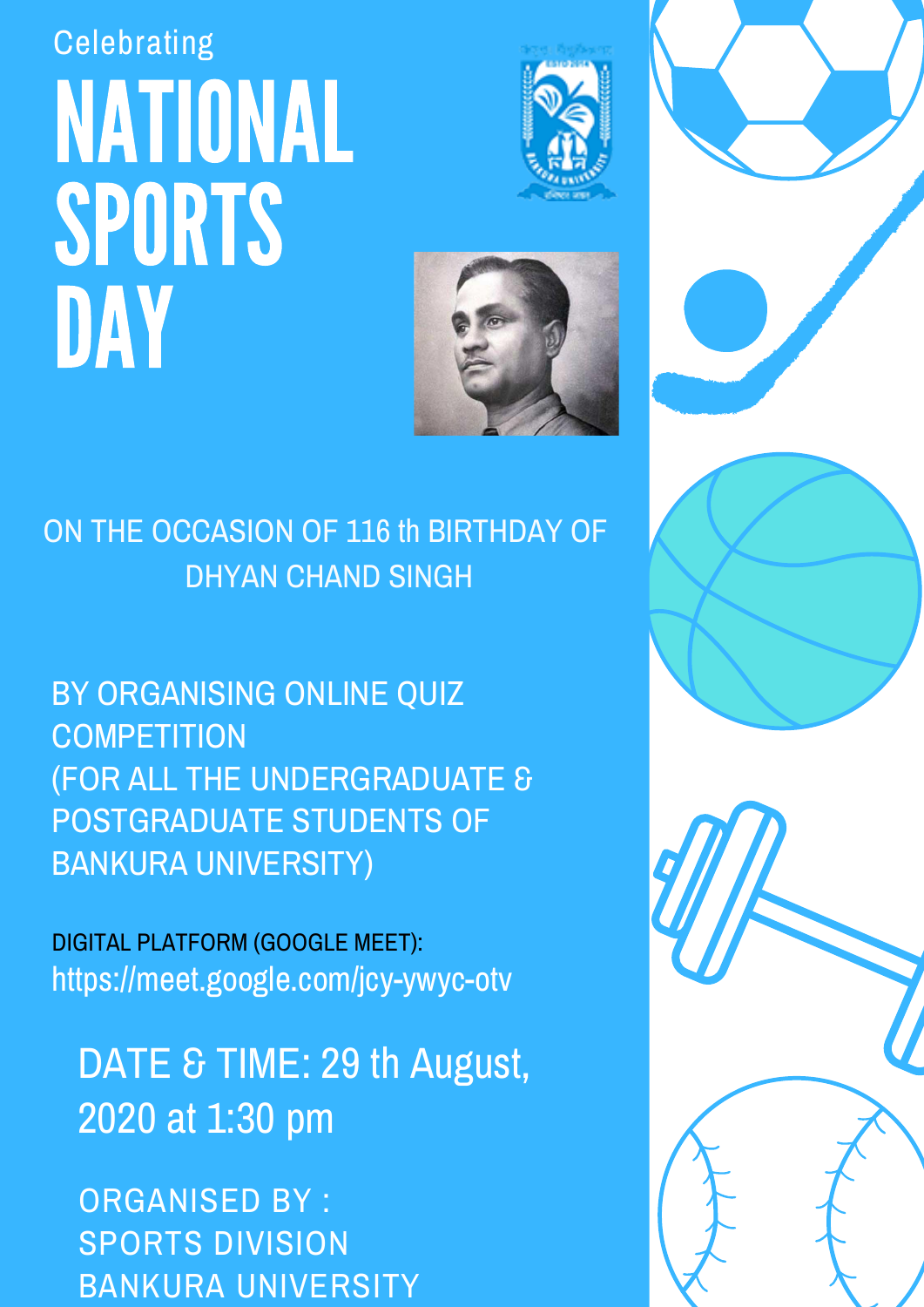Celebrating

# NATIONAL SPORTS DAY

ON THE OCCASION OF 116 th BIRTHDAY OF DHYAN CHAND SINGH

BY ORGANISING ONLINE QUIZ COMPETITION
(FOR ALL THE UNDERGRADUATE & POSTGRADUATE STUDENTS OF BANKURA UNIVERSITY)

DIGITAL PLATFORM (GOOGLE MEET):
https://meet.google.com/jcy-ywyc-otv

DATE & TIME: 29 th August, 2020 at 1:30 pm

ORGANISED BY :
SPORTS DIVISION
BANKURA UNIVERSITY